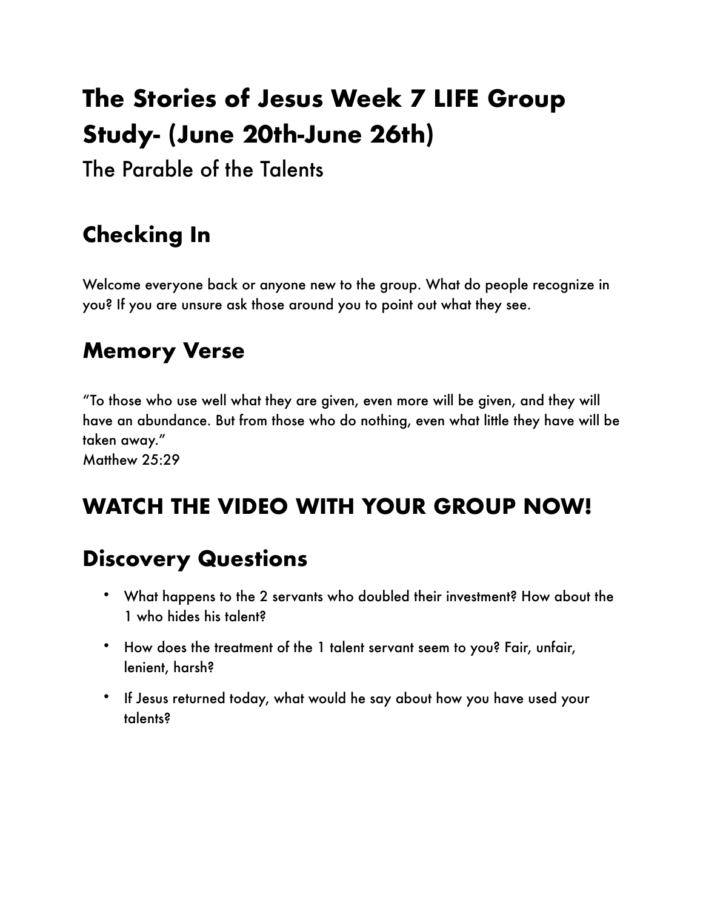# The Stories of Jesus Week 7 LIFE Group Study- (June 20th-June 26th)

The Parable of the Talents

## Checking In

Welcome everyone back or anyone new to the group. What do people recognize in you? If you are unsure ask those around you to point out what they see.

## Memory Verse

"To those who use well what they are given, even more will be given, and they will have an abundance. But from those who do nothing, even what little they have will be taken away."
Matthew 25:29

## WATCH THE VIDEO WITH YOUR GROUP NOW!

## Discovery Questions

- What happens to the 2 servants who doubled their investment? How about the 1 who hides his talent?
- How does the treatment of the 1 talent servant seem to you? Fair, unfair, lenient, harsh?
- If Jesus returned today, what would he say about how you have used your talents?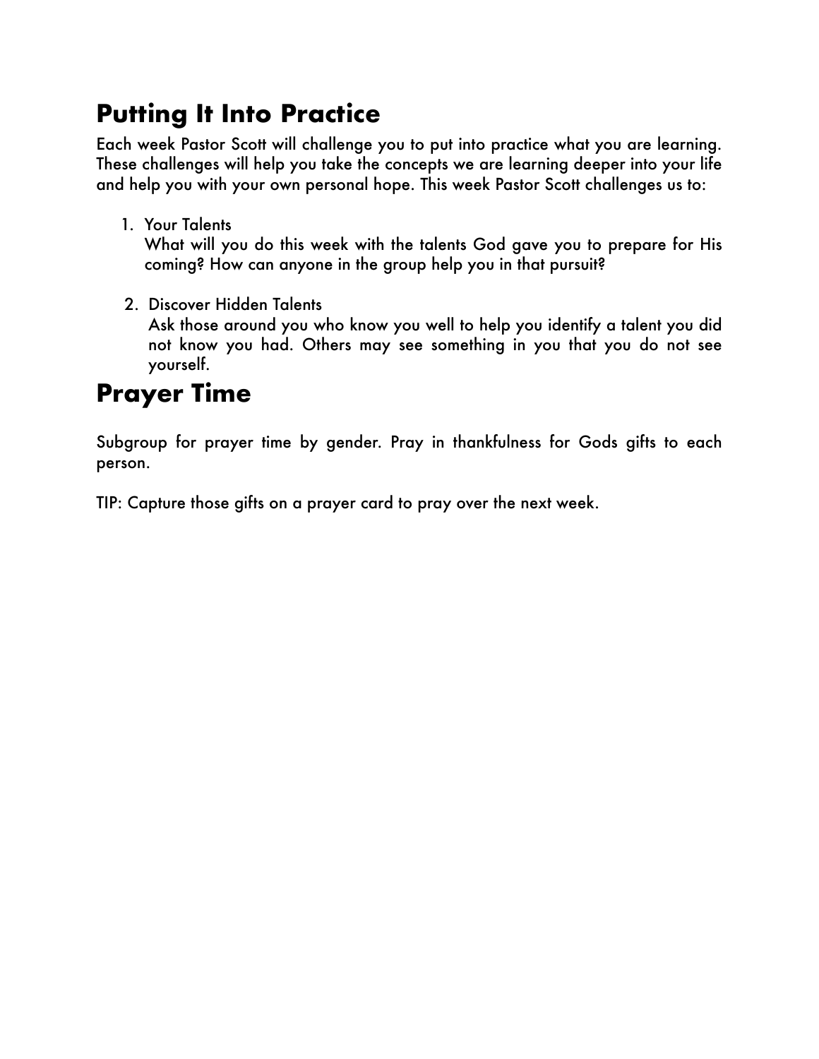## Putting It Into Practice

Each week Pastor Scott will challenge you to put into practice what you are learning. These challenges will help you take the concepts we are learning deeper into your life and help you with your own personal hope. This week Pastor Scott challenges us to:

1. Your Talents
   What will you do this week with the talents God gave you to prepare for His coming? How can anyone in the group help you in that pursuit?

2. Discover Hidden Talents
   Ask those around you who know you well to help you identify a talent you did not know you had. Others may see something in you that you do not see yourself.

## Prayer Time

Subgroup for prayer time by gender. Pray in thankfulness for Gods gifts to each person.

TIP: Capture those gifts on a prayer card to pray over the next week.